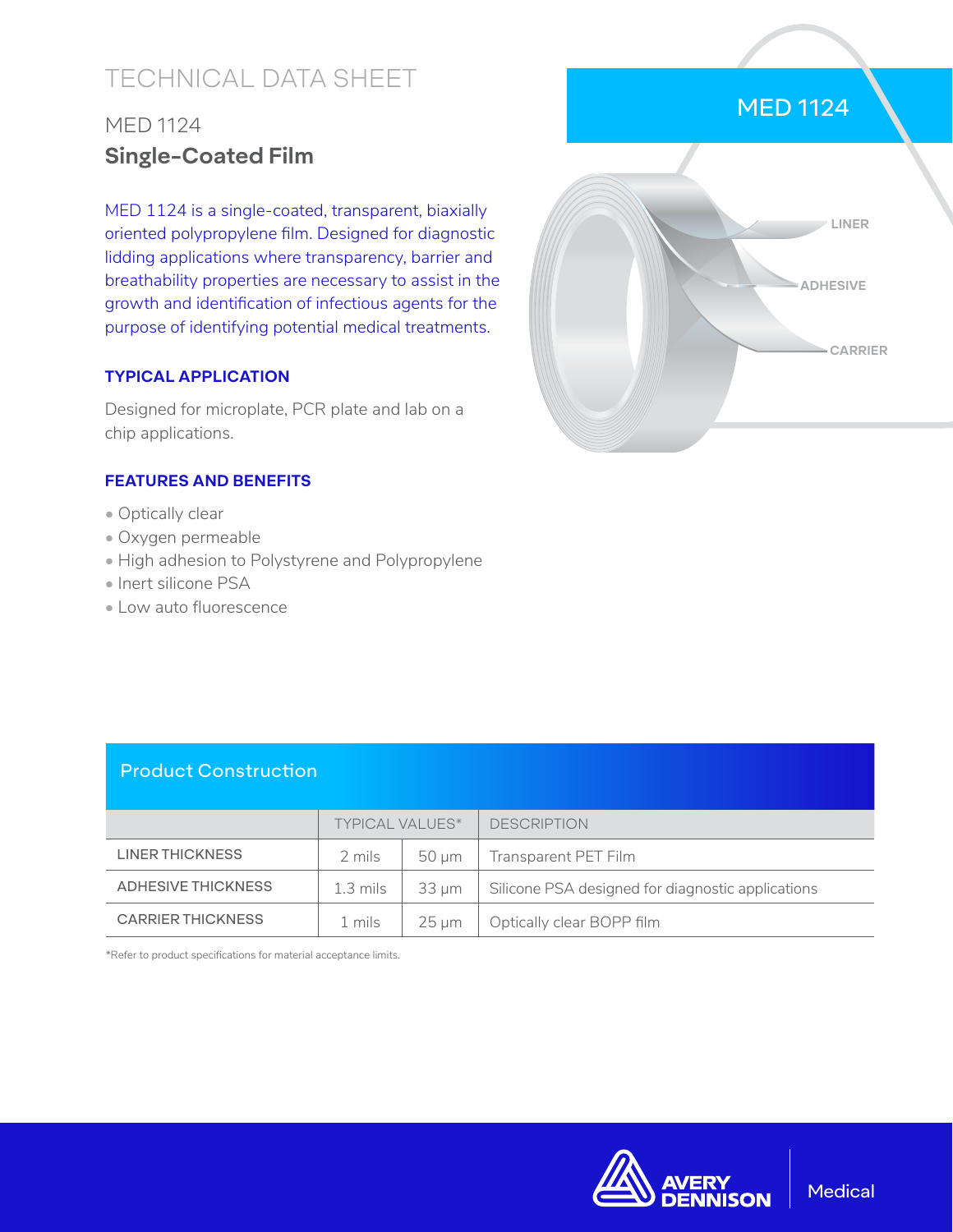# TECHNICAL DATA SHEET

## MED 1124

## **Single-Coated Film**

MED 1124 is a single-coated, transparent, biaxially oriented polypropylene film. Designed for diagnostic lidding applications where transparency, barrier and breathability properties are necessary to assist in the growth and identification of infectious agents for the purpose of identifying potential medical treatments.

### TYPICAL APPLICATION

Designed for microplate, PCR plate and lab on a chip applications.

### FEATURES AND BENEFITS

- Optically clear
- Oxygen permeable
- High adhesion to Polystyrene and Polypropylene
- Inert silicone PSA
- Low auto fluorescence

MED 1124

LINER

ADHESIVE

CARRIER

### Product Construction

| | TYPICAL VALUES* | | DESCRIPTION |
|---|---|---|---|
| LINER THICKNESS | 2 mils | 50 µm | Transparent PET Film |
| ADHESIVE THICKNESS | 1.3 mils | 33 µm | Silicone PSA designed for diagnostic applications |
| CARRIER THICKNESS | 1 mils | 25 µm | Optically clear BOPP film |

*Refer to product specifications for material acceptance limits.

AVERY DENNISON | Medical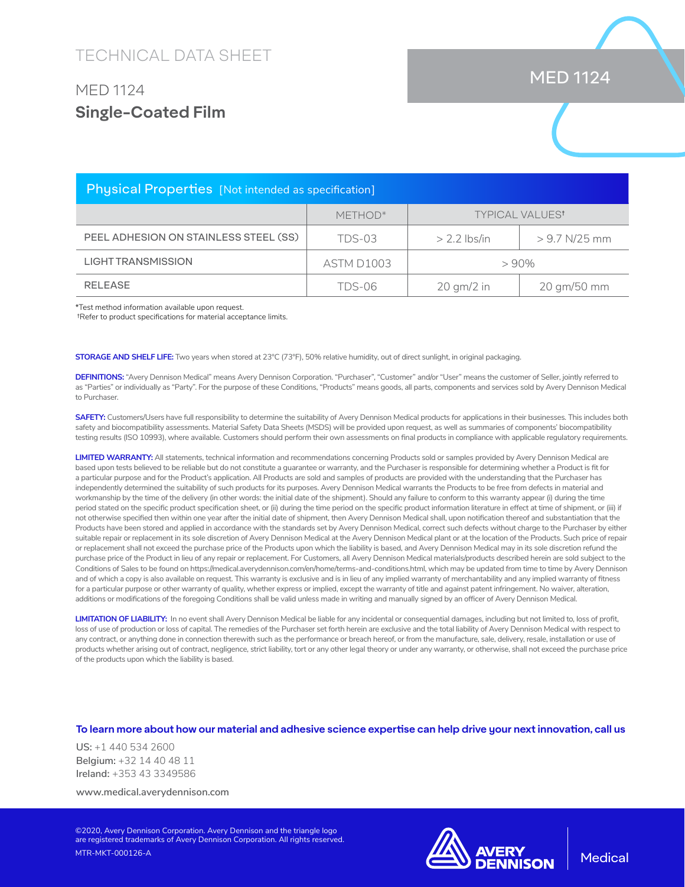TECHNICAL DATA SHEET

MED 1124

# Single-Coated Film

MED 1124

## Physical Properties [Not intended as specification]

| | METHOD* | TYPICAL VALUES† | |
|---|---|---|---|
| PEEL ADHESION ON STAINLESS STEEL (SS) | TDS-03 | > 2.2 lbs/in | > 9.7 N/25 mm |
| LIGHT TRANSMISSION | ASTM D1003 | > 90% | |
| RELEASE | TDS-06 | 20 gm/2 in | 20 gm/50 mm |

*Test method information available upon request.
†Refer to product specifications for material acceptance limits.

**STORAGE AND SHELF LIFE:** Two years when stored at 23°C (73°F), 50% relative humidity, out of direct sunlight, in original packaging.

**DEFINITIONS:** "Avery Dennison Medical" means Avery Dennison Corporation. "Purchaser", "Customer" and/or "User" means the customer of Seller, jointly referred to as "Parties" or individually as "Party". For the purpose of these Conditions, "Products" means goods, all parts, components and services sold by Avery Dennison Medical to Purchaser.

**SAFETY:** Customers/Users have full responsibility to determine the suitability of Avery Dennison Medical products for applications in their businesses. This includes both safety and biocompatibility assessments. Material Safety Data Sheets (MSDS) will be provided upon request, as well as summaries of components' biocompatibility testing results (ISO 10993), where available. Customers should perform their own assessments on final products in compliance with applicable regulatory requirements.

**LIMITED WARRANTY:** All statements, technical information and recommendations concerning Products sold or samples provided by Avery Dennison Medical are based upon tests believed to be reliable but do not constitute a guarantee or warranty, and the Purchaser is responsible for determining whether a Product is fit for a particular purpose and for the Product's application. All Products are sold and samples of products are provided with the understanding that the Purchaser has independently determined the suitability of such products for its purposes. Avery Dennison Medical warrants the Products to be free from defects in material and workmanship by the time of the delivery (in other words: the initial date of the shipment). Should any failure to conform to this warranty appear (i) during the time period stated on the specific product specification sheet, or (ii) during the time period on the specific product information literature in effect at time of shipment, or (iii) if not otherwise specified then within one year after the initial date of shipment, then Avery Dennison Medical shall, upon notification thereof and substantiation that the Products have been stored and applied in accordance with the standards set by Avery Dennison Medical, correct such defects without charge to the Purchaser by either suitable repair or replacement in its sole discretion of Avery Dennison Medical at the Avery Dennison Medical plant or at the location of the Products. Such price of repair or replacement shall not exceed the purchase price of the Products upon which the liability is based, and Avery Dennison Medical may in its sole discretion refund the purchase price of the Product in lieu of any repair or replacement. For Customers, all Avery Dennison Medical materials/products described herein are sold subject to the Conditions of Sales to be found on https://medical.averydennison.com/en/home/terms-and-conditions.html, which may be updated from time to time by Avery Dennison and of which a copy is also available on request. This warranty is exclusive and is in lieu of any implied warranty of merchantability and any implied warranty of fitness for a particular purpose or other warranty of quality, whether express or implied, except the warranty of title and against patent infringement. No waiver, alteration, additions or modifications of the foregoing Conditions shall be valid unless made in writing and manually signed by an officer of Avery Dennison Medical.

**LIMITATION OF LIABILITY:** In no event shall Avery Dennison Medical be liable for any incidental or consequential damages, including but not limited to, loss of profit, loss of use of production or loss of capital. The remedies of the Purchaser set forth herein are exclusive and the total liability of Avery Dennison Medical with respect to any contract, or anything done in connection therewith such as the performance or breach hereof, or from the manufacture, sale, delivery, resale, installation or use of products whether arising out of contract, negligence, strict liability, tort or any other legal theory or under any warranty, or otherwise, shall not exceed the purchase price of the products upon which the liability is based.

**To learn more about how our material and adhesive science expertise can help drive your next innovation, call us**

**US:** +1 440 534 2600
**Belgium:** +32 14 40 48 11
**Ireland:** +353 43 3349586

www.medical.averydennison.com

©2020, Avery Dennison Corporation. Avery Dennison and the triangle logo are registered trademarks of Avery Dennison Corporation. All rights reserved.

MTR-MKT-000126-A

AVERY DENNISON Medical